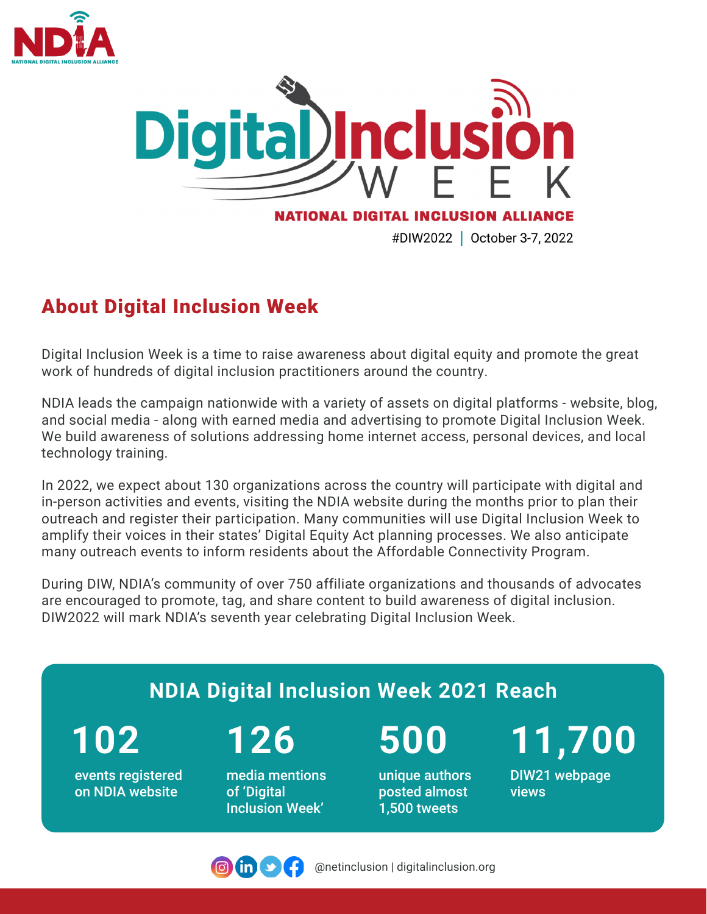NDIA
NATIONAL DIGITAL INCLUSION ALLIANCE

# Digital Inclusion WEEK

NATIONAL DIGITAL INCLUSION ALLIANCE

#DIW2022 | October 3-7, 2022

## About Digital Inclusion Week

Digital Inclusion Week is a time to raise awareness about digital equity and promote the great work of hundreds of digital inclusion practitioners around the country.

NDIA leads the campaign nationwide with a variety of assets on digital platforms - website, blog, and social media - along with earned media and advertising to promote Digital Inclusion Week. We build awareness of solutions addressing home internet access, personal devices, and local technology training.

In 2022, we expect about 130 organizations across the country will participate with digital and in-person activities and events, visiting the NDIA website during the months prior to plan their outreach and register their participation. Many communities will use Digital Inclusion Week to amplify their voices in their states' Digital Equity Act planning processes. We also anticipate many outreach events to inform residents about the Affordable Connectivity Program.

During DIW, NDIA's community of over 750 affiliate organizations and thousands of advocates are encouraged to promote, tag, and share content to build awareness of digital inclusion. DIW2022 will mark NDIA's seventh year celebrating Digital Inclusion Week.

## NDIA Digital Inclusion Week 2021 Reach

**102**
events registered on NDIA website

**126**
media mentions of 'Digital Inclusion Week'

**500**
unique authors posted almost 1,500 tweets

**11,700**
DIW21 webpage views

@netinclusion | digitalinclusion.org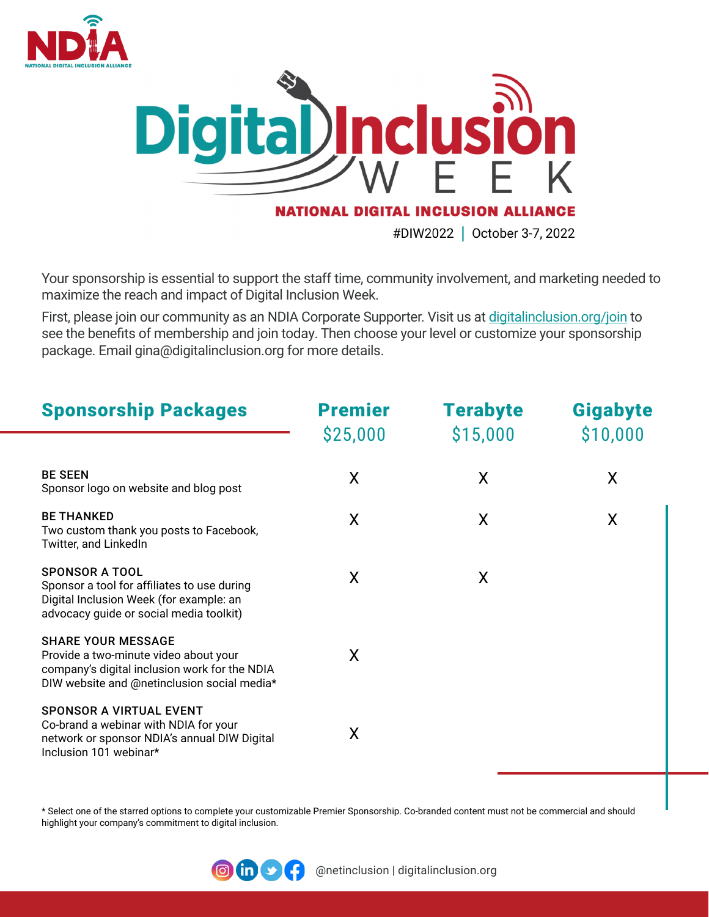NDIA
NATIONAL DIGITAL INCLUSION ALLIANCE

# Digital Inclusion WEEK

NATIONAL DIGITAL INCLUSION ALLIANCE

#DIW2022 | October 3-7, 2022

Your sponsorship is essential to support the staff time, community involvement, and marketing needed to maximize the reach and impact of Digital Inclusion Week.

First, please join our community as an NDIA Corporate Supporter. Visit us at digitalinclusion.org/join to see the benefits of membership and join today. Then choose your level or customize your sponsorship package. Email gina@digitalinclusion.org for more details.

## Sponsorship Packages

| Sponsorship Packages | Premier $25,000 | Terabyte $15,000 | Gigabyte $10,000 |
|---|---|---|---|
| **BE SEEN**<br>Sponsor logo on website and blog post | X | X | X |
| **BE THANKED**<br>Two custom thank you posts to Facebook, Twitter, and LinkedIn | X | X | X |
| **SPONSOR A TOOL**<br>Sponsor a tool for affiliates to use during Digital Inclusion Week (for example: an advocacy guide or social media toolkit) | X | X | |
| **SHARE YOUR MESSAGE**<br>Provide a two-minute video about your company's digital inclusion work for the NDIA DIW website and @netinclusion social media* | X | | |
| **SPONSOR A VIRTUAL EVENT**<br>Co-brand a webinar with NDIA for your network or sponsor NDIA's annual DIW Digital Inclusion 101 webinar* | X | | |

* Select one of the starred options to complete your customizable Premier Sponsorship. Co-branded content must not be commercial and should highlight your company's commitment to digital inclusion.

@netinclusion | digitalinclusion.org